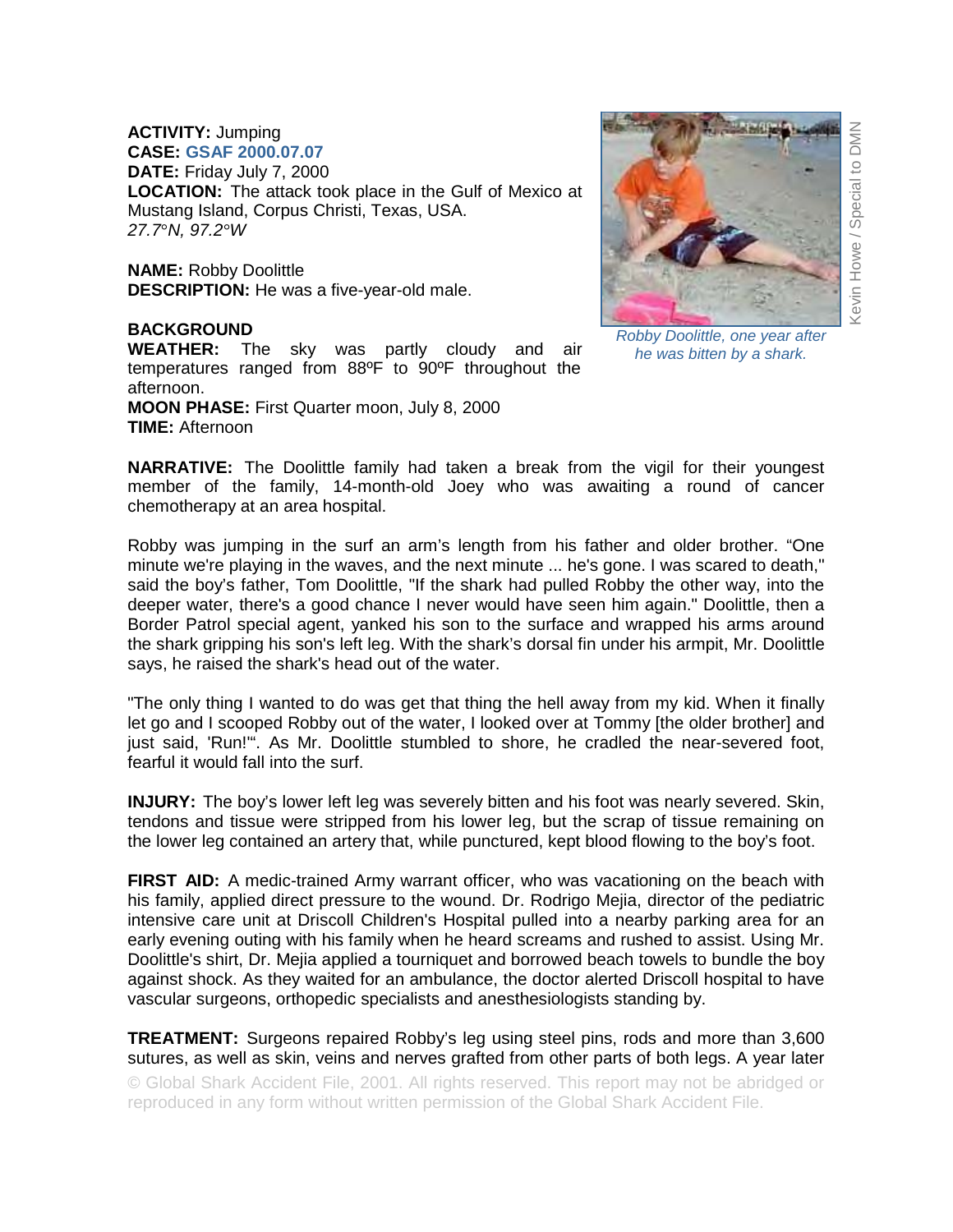**ACTIVITY:** Jumping
**CASE:** GSAF 2000.07.07
**DATE:** Friday July 7, 2000
**LOCATION:** The attack took place in the Gulf of Mexico at Mustang Island, Corpus Christi, Texas, USA.
*27.7°N, 97.2°W*

**NAME:** Robby Doolittle
**DESCRIPTION:** He was a five-year-old male.

*Robby Doolittle, one year after he was bitten by a shark.*

Kevin Howe / Special to DMN

**BACKGROUND**
**WEATHER:** The sky was partly cloudy and air temperatures ranged from 88ºF to 90ºF throughout the afternoon.
**MOON PHASE:** First Quarter moon, July 8, 2000
**TIME:** Afternoon

**NARRATIVE:** The Doolittle family had taken a break from the vigil for their youngest member of the family, 14-month-old Joey who was awaiting a round of cancer chemotherapy at an area hospital.

Robby was jumping in the surf an arm's length from his father and older brother. "One minute we're playing in the waves, and the next minute ... he's gone. I was scared to death," said the boy's father, Tom Doolittle, "If the shark had pulled Robby the other way, into the deeper water, there's a good chance I never would have seen him again." Doolittle, then a Border Patrol special agent, yanked his son to the surface and wrapped his arms around the shark gripping his son's left leg. With the shark's dorsal fin under his armpit, Mr. Doolittle says, he raised the shark's head out of the water.

"The only thing I wanted to do was get that thing the hell away from my kid. When it finally let go and I scooped Robby out of the water, I looked over at Tommy [the older brother] and just said, 'Run!'". As Mr. Doolittle stumbled to shore, he cradled the near-severed foot, fearful it would fall into the surf.

**INJURY:** The boy's lower left leg was severely bitten and his foot was nearly severed. Skin, tendons and tissue were stripped from his lower leg, but the scrap of tissue remaining on the lower leg contained an artery that, while punctured, kept blood flowing to the boy's foot.

**FIRST AID:** A medic-trained Army warrant officer, who was vacationing on the beach with his family, applied direct pressure to the wound. Dr. Rodrigo Mejia, director of the pediatric intensive care unit at Driscoll Children's Hospital pulled into a nearby parking area for an early evening outing with his family when he heard screams and rushed to assist. Using Mr. Doolittle's shirt, Dr. Mejia applied a tourniquet and borrowed beach towels to bundle the boy against shock. As they waited for an ambulance, the doctor alerted Driscoll hospital to have vascular surgeons, orthopedic specialists and anesthesiologists standing by.

**TREATMENT:** Surgeons repaired Robby's leg using steel pins, rods and more than 3,600 sutures, as well as skin, veins and nerves grafted from other parts of both legs. A year later

© Global Shark Accident File, 2001. All rights reserved. This report may not be abridged or reproduced in any form without written permission of the Global Shark Accident File.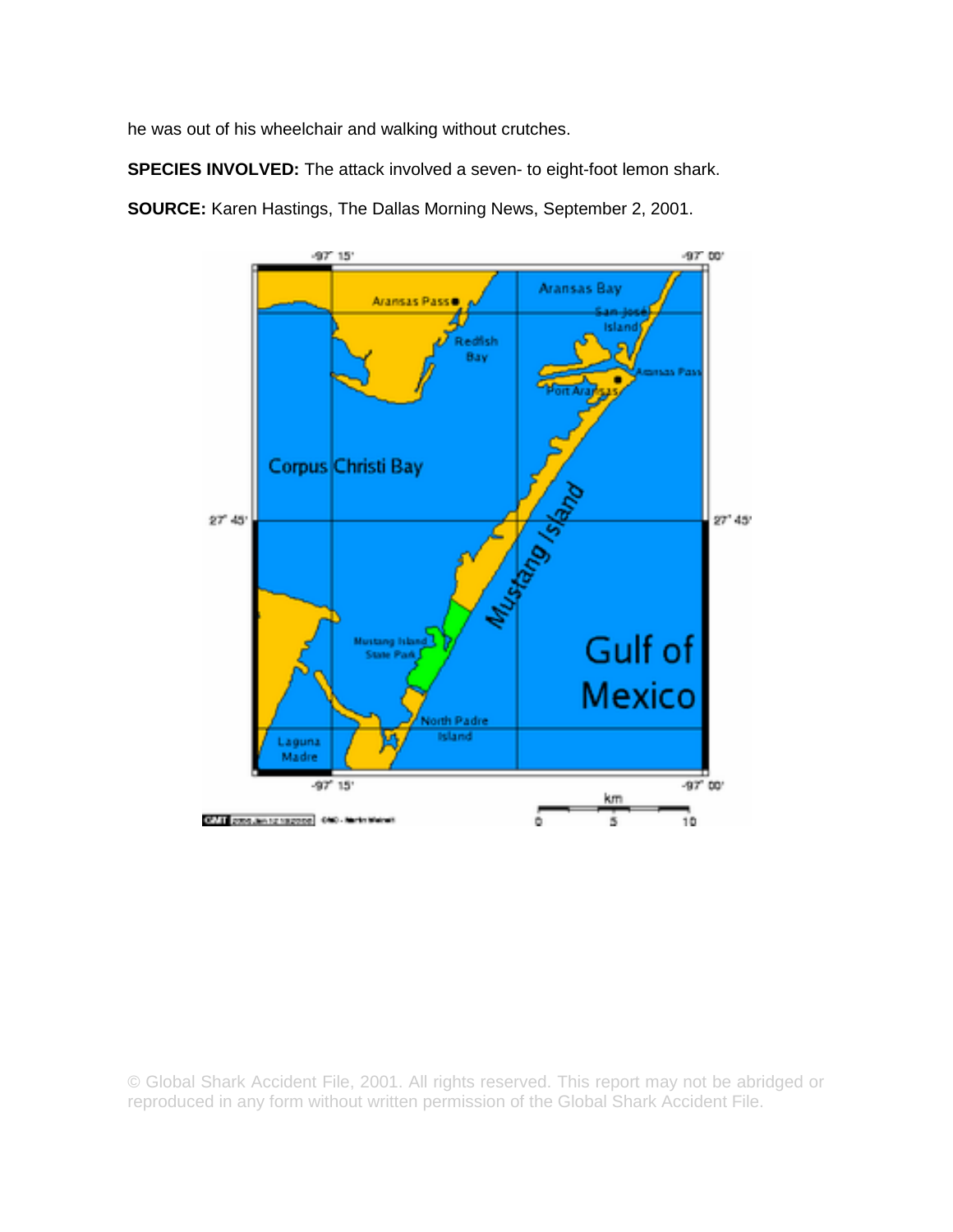he was out of his wheelchair and walking without crutches.

**SPECIES INVOLVED:** The attack involved a seven- to eight-foot lemon shark.

**SOURCE:** Karen Hastings, The Dallas Morning News, September 2, 2001.

-97° 15'
-97° 00'
Aransas Pass
Aransas Bay
San José Island
Redfish Bay
Aransas Pass
Port Aransas
Corpus Christi Bay
27° 45'
27° 45'
Mustang Island
Mustang Island State Park
Gulf of Mexico
North Padre Island
Laguna Madre
-97° 15'
-97° 00'
km
0 5 10

© Global Shark Accident File, 2001. All rights reserved. This report may not be abridged or reproduced in any form without written permission of the Global Shark Accident File.